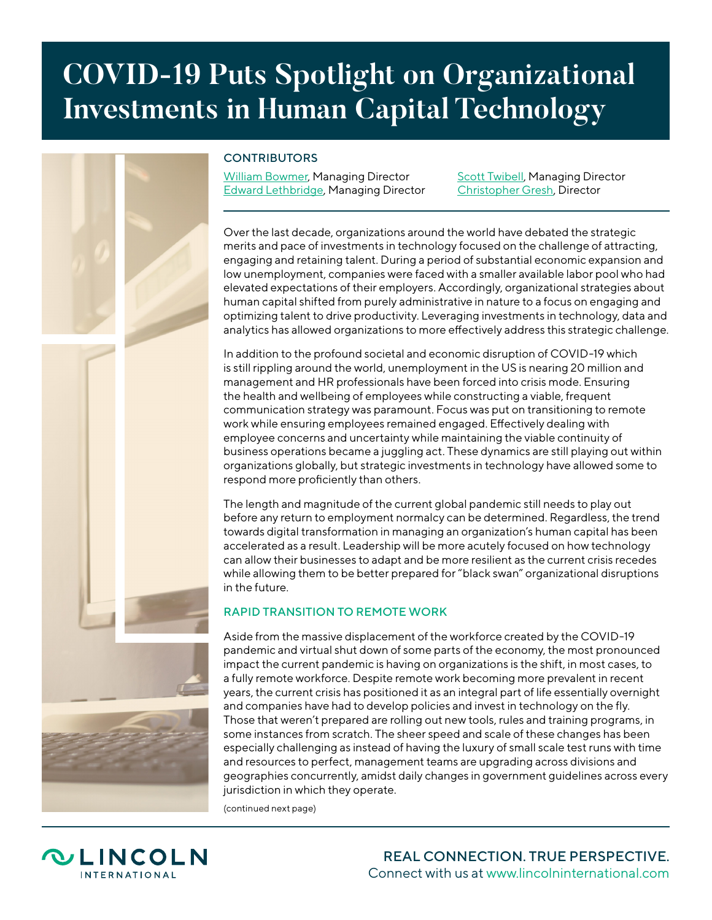# COVID-19 Puts Spotlight on Organizational Investments in Human Capital Technology

CONTRIBUTORS

William Bowmer, Managing Director
Edward Lethbridge, Managing Director
Scott Twibell, Managing Director
Christopher Gresh, Director

Over the last decade, organizations around the world have debated the strategic merits and pace of investments in technology focused on the challenge of attracting, engaging and retaining talent. During a period of substantial economic expansion and low unemployment, companies were faced with a smaller available labor pool who had elevated expectations of their employers. Accordingly, organizational strategies about human capital shifted from purely administrative in nature to a focus on engaging and optimizing talent to drive productivity. Leveraging investments in technology, data and analytics has allowed organizations to more effectively address this strategic challenge.

In addition to the profound societal and economic disruption of COVID-19 which is still rippling around the world, unemployment in the US is nearing 20 million and management and HR professionals have been forced into crisis mode. Ensuring the health and wellbeing of employees while constructing a viable, frequent communication strategy was paramount. Focus was put on transitioning to remote work while ensuring employees remained engaged. Effectively dealing with employee concerns and uncertainty while maintaining the viable continuity of business operations became a juggling act. These dynamics are still playing out within organizations globally, but strategic investments in technology have allowed some to respond more proficiently than others.

The length and magnitude of the current global pandemic still needs to play out before any return to employment normalcy can be determined. Regardless, the trend towards digital transformation in managing an organization's human capital has been accelerated as a result. Leadership will be more acutely focused on how technology can allow their businesses to adapt and be more resilient as the current crisis recedes while allowing them to be better prepared for "black swan" organizational disruptions in the future.

## RAPID TRANSITION TO REMOTE WORK

Aside from the massive displacement of the workforce created by the COVID-19 pandemic and virtual shut down of some parts of the economy, the most pronounced impact the current pandemic is having on organizations is the shift, in most cases, to a fully remote workforce. Despite remote work becoming more prevalent in recent years, the current crisis has positioned it as an integral part of life essentially overnight and companies have had to develop policies and invest in technology on the fly. Those that weren't prepared are rolling out new tools, rules and training programs, in some instances from scratch. The sheer speed and scale of these changes has been especially challenging as instead of having the luxury of small scale test runs with time and resources to perfect, management teams are upgrading across divisions and geographies concurrently, amidst daily changes in government guidelines across every jurisdiction in which they operate.

(continued next page)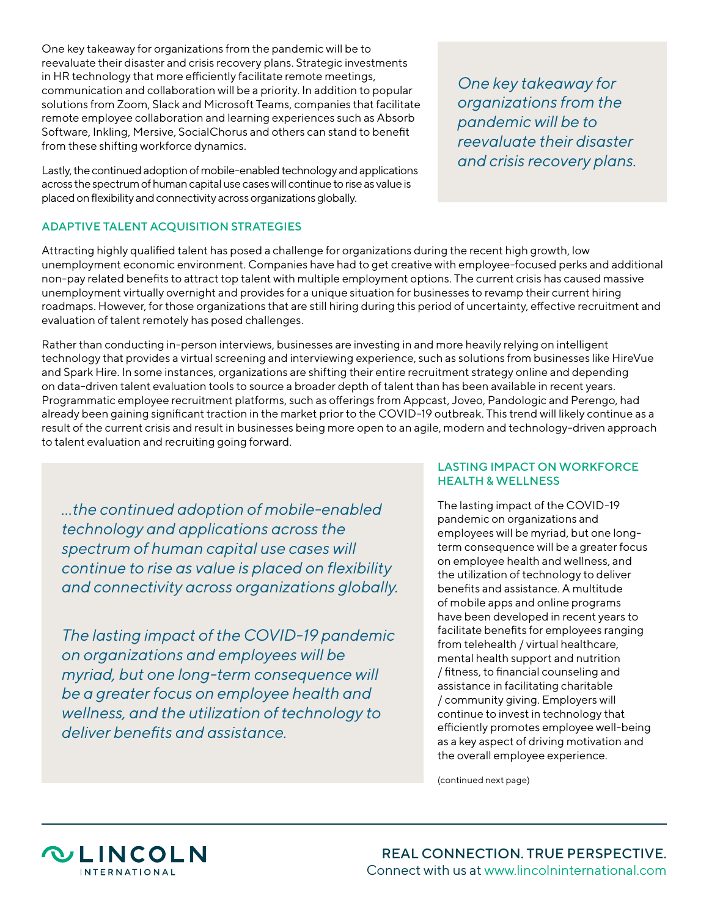One key takeaway for organizations from the pandemic will be to reevaluate their disaster and crisis recovery plans. Strategic investments in HR technology that more efficiently facilitate remote meetings, communication and collaboration will be a priority. In addition to popular solutions from Zoom, Slack and Microsoft Teams, companies that facilitate remote employee collaboration and learning experiences such as Absorb Software, Inkling, Mersive, SocialChorus and others can stand to benefit from these shifting workforce dynamics.

Lastly, the continued adoption of mobile-enabled technology and applications across the spectrum of human capital use cases will continue to rise as value is placed on flexibility and connectivity across organizations globally.

> *One key takeaway for organizations from the pandemic will be to reevaluate their disaster and crisis recovery plans.*

## ADAPTIVE TALENT ACQUISITION STRATEGIES

Attracting highly qualified talent has posed a challenge for organizations during the recent high growth, low unemployment economic environment. Companies have had to get creative with employee-focused perks and additional non-pay related benefits to attract top talent with multiple employment options. The current crisis has caused massive unemployment virtually overnight and provides for a unique situation for businesses to revamp their current hiring roadmaps. However, for those organizations that are still hiring during this period of uncertainty, effective recruitment and evaluation of talent remotely has posed challenges.

Rather than conducting in-person interviews, businesses are investing in and more heavily relying on intelligent technology that provides a virtual screening and interviewing experience, such as solutions from businesses like HireVue and Spark Hire. In some instances, organizations are shifting their entire recruitment strategy online and depending on data-driven talent evaluation tools to source a broader depth of talent than has been available in recent years. Programmatic employee recruitment platforms, such as offerings from Appcast, Joveo, Pandologic and Perengo, had already been gaining significant traction in the market prior to the COVID-19 outbreak. This trend will likely continue as a result of the current crisis and result in businesses being more open to an agile, modern and technology-driven approach to talent evaluation and recruiting going forward.

> *...the continued adoption of mobile-enabled technology and applications across the spectrum of human capital use cases will continue to rise as value is placed on flexibility and connectivity across organizations globally.*
>
> *The lasting impact of the COVID-19 pandemic on organizations and employees will be myriad, but one long-term consequence will be a greater focus on employee health and wellness, and the utilization of technology to deliver benefits and assistance.*

## LASTING IMPACT ON WORKFORCE HEALTH & WELLNESS

The lasting impact of the COVID-19 pandemic on organizations and employees will be myriad, but one long-term consequence will be a greater focus on employee health and wellness, and the utilization of technology to deliver benefits and assistance. A multitude of mobile apps and online programs have been developed in recent years to facilitate benefits for employees ranging from telehealth / virtual healthcare, mental health support and nutrition / fitness, to financial counseling and assistance in facilitating charitable / community giving. Employers will continue to invest in technology that efficiently promotes employee well-being as a key aspect of driving motivation and the overall employee experience.

(continued next page)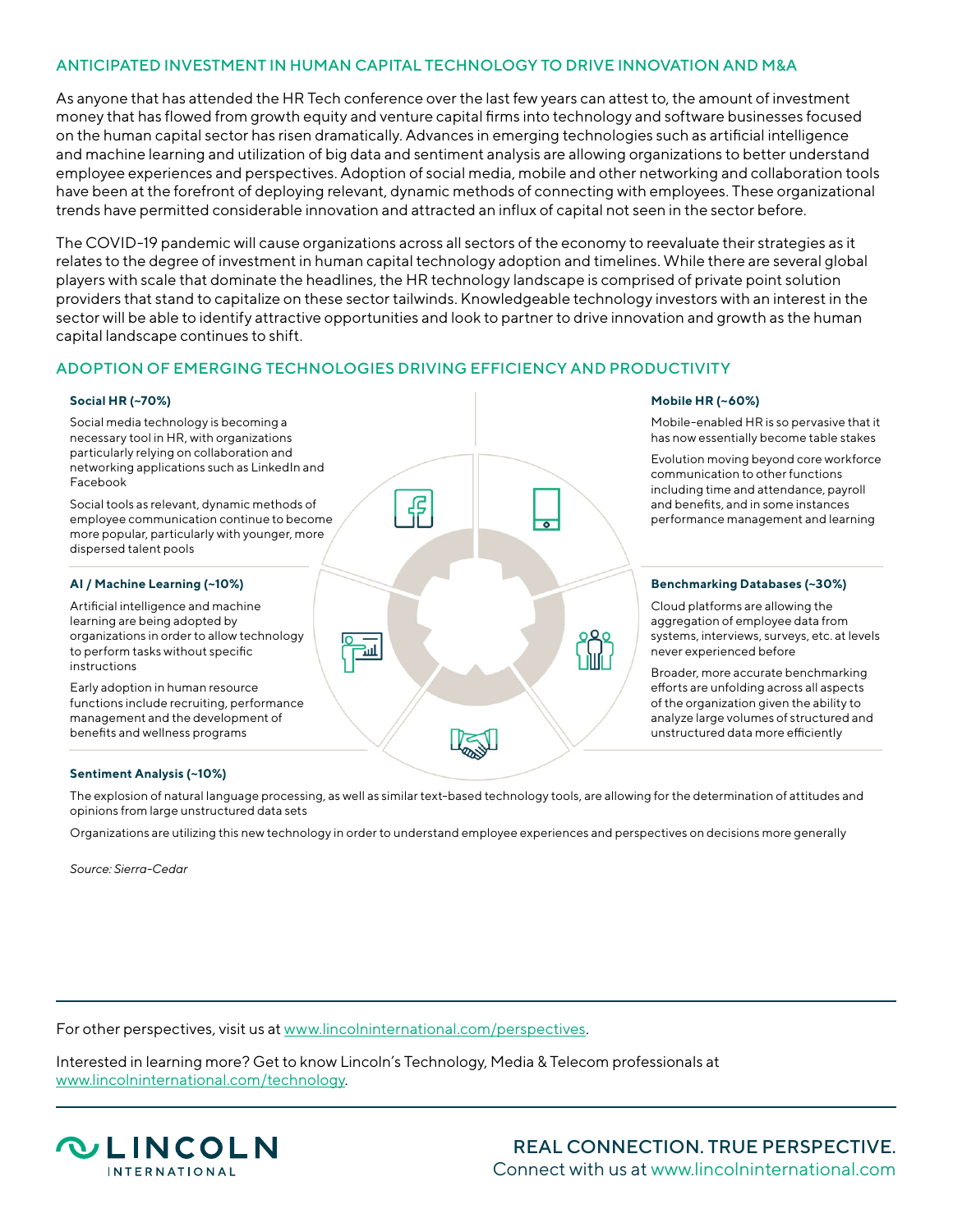## ANTICIPATED INVESTMENT IN HUMAN CAPITAL TECHNOLOGY TO DRIVE INNOVATION AND M&A

As anyone that has attended the HR Tech conference over the last few years can attest to, the amount of investment money that has flowed from growth equity and venture capital firms into technology and software businesses focused on the human capital sector has risen dramatically. Advances in emerging technologies such as artificial intelligence and machine learning and utilization of big data and sentiment analysis are allowing organizations to better understand employee experiences and perspectives. Adoption of social media, mobile and other networking and collaboration tools have been at the forefront of deploying relevant, dynamic methods of connecting with employees. These organizational trends have permitted considerable innovation and attracted an influx of capital not seen in the sector before.

The COVID-19 pandemic will cause organizations across all sectors of the economy to reevaluate their strategies as it relates to the degree of investment in human capital technology adoption and timelines. While there are several global players with scale that dominate the headlines, the HR technology landscape is comprised of private point solution providers that stand to capitalize on these sector tailwinds. Knowledgeable technology investors with an interest in the sector will be able to identify attractive opportunities and look to partner to drive innovation and growth as the human capital landscape continues to shift.

## ADOPTION OF EMERGING TECHNOLOGIES DRIVING EFFICIENCY AND PRODUCTIVITY

**Social HR (~70%)**

Social media technology is becoming a necessary tool in HR, with organizations particularly relying on collaboration and networking applications such as LinkedIn and Facebook

Social tools as relevant, dynamic methods of employee communication continue to become more popular, particularly with younger, more dispersed talent pools

**Mobile HR (~60%)**

Mobile-enabled HR is so pervasive that it has now essentially become table stakes

Evolution moving beyond core workforce communication to other functions including time and attendance, payroll and benefits, and in some instances performance management and learning

**AI / Machine Learning (~10%)**

Artificial intelligence and machine learning are being adopted by organizations in order to allow technology to perform tasks without specific instructions

Early adoption in human resource functions include recruiting, performance management and the development of benefits and wellness programs

**Benchmarking Databases (~30%)**

Cloud platforms are allowing the aggregation of employee data from systems, interviews, surveys, etc. at levels never experienced before

Broader, more accurate benchmarking efforts are unfolding across all aspects of the organization given the ability to analyze large volumes of structured and unstructured data more efficiently

**Sentiment Analysis (~10%)**

The explosion of natural language processing, as well as similar text-based technology tools, are allowing for the determination of attitudes and opinions from large unstructured data sets

Organizations are utilizing this new technology in order to understand employee experiences and perspectives on decisions more generally

*Source: Sierra-Cedar*

For other perspectives, visit us at www.lincolninternational.com/perspectives.

Interested in learning more? Get to know Lincoln's Technology, Media & Telecom professionals at www.lincolninternational.com/technology.

LINCOLN INTERNATIONAL

REAL CONNECTION. TRUE PERSPECTIVE.
Connect with us at www.lincolninternational.com